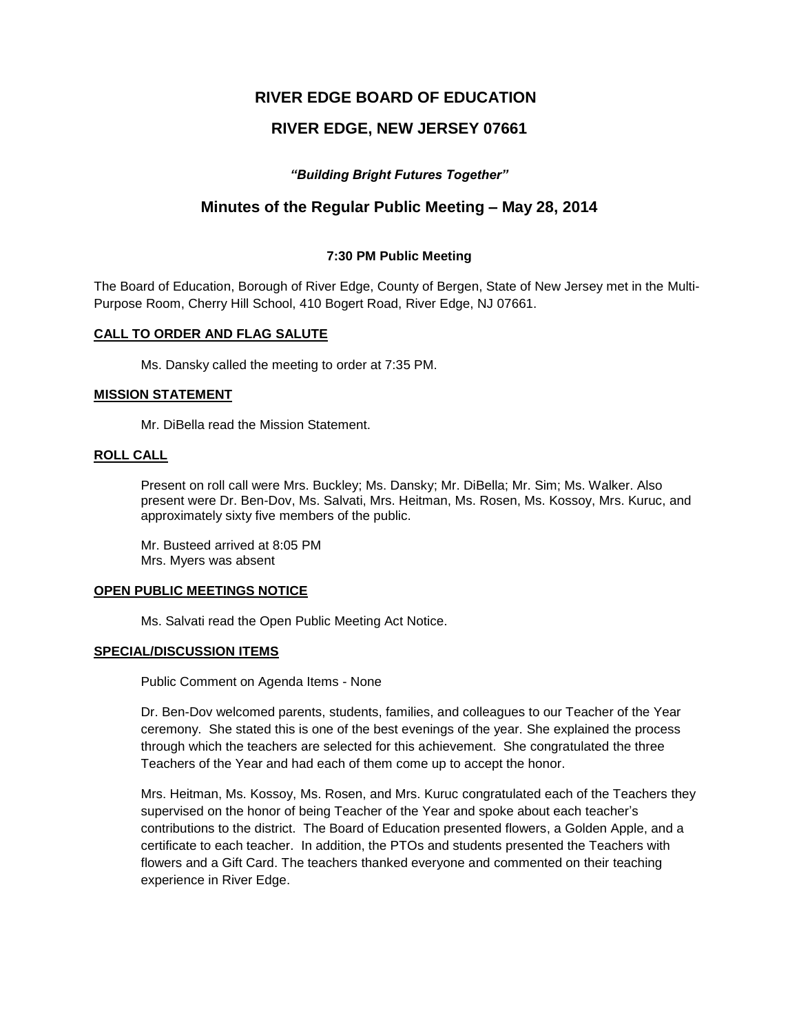# RIVER EDGE BOARD OF EDUCATION

# RIVER EDGE, NEW JERSEY 07661

***"Building Bright Futures Together"***

## Minutes of the Regular Public Meeting – May 28, 2014

**7:30 PM Public Meeting**

The Board of Education, Borough of River Edge, County of Bergen, State of New Jersey met in the Multi-Purpose Room, Cherry Hill School, 410 Bogert Road, River Edge, NJ 07661.

**CALL TO ORDER AND FLAG SALUTE**

Ms. Dansky called the meeting to order at 7:35 PM.

**MISSION STATEMENT**

Mr. DiBella read the Mission Statement.

**ROLL CALL**

Present on roll call were Mrs. Buckley; Ms. Dansky; Mr. DiBella; Mr. Sim; Ms. Walker. Also present were Dr. Ben-Dov, Ms. Salvati, Mrs. Heitman, Ms. Rosen, Ms. Kossoy, Mrs. Kuruc, and approximately sixty five members of the public.

Mr. Busteed arrived at 8:05 PM
Mrs. Myers was absent

**OPEN PUBLIC MEETINGS NOTICE**

Ms. Salvati read the Open Public Meeting Act Notice.

**SPECIAL/DISCUSSION ITEMS**

Public Comment on Agenda Items - None

Dr. Ben-Dov welcomed parents, students, families, and colleagues to our Teacher of the Year ceremony. She stated this is one of the best evenings of the year. She explained the process through which the teachers are selected for this achievement. She congratulated the three Teachers of the Year and had each of them come up to accept the honor.

Mrs. Heitman, Ms. Kossoy, Ms. Rosen, and Mrs. Kuruc congratulated each of the Teachers they supervised on the honor of being Teacher of the Year and spoke about each teacher's contributions to the district. The Board of Education presented flowers, a Golden Apple, and a certificate to each teacher. In addition, the PTOs and students presented the Teachers with flowers and a Gift Card. The teachers thanked everyone and commented on their teaching experience in River Edge.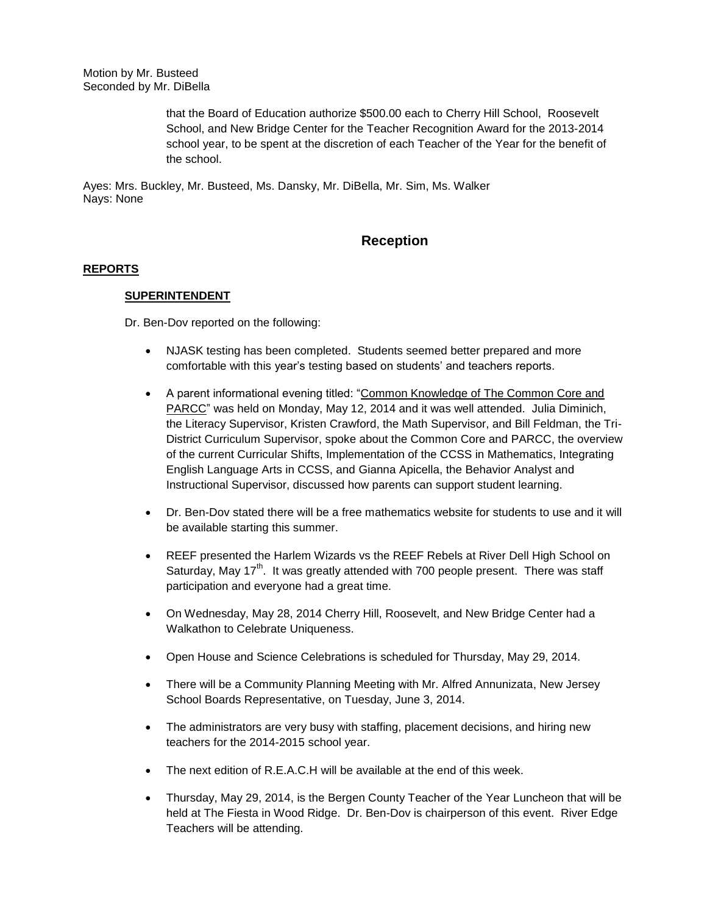Motion by Mr. Busteed
Seconded by Mr. DiBella

> that the Board of Education authorize $500.00 each to Cherry Hill School, Roosevelt School, and New Bridge Center for the Teacher Recognition Award for the 2013-2014 school year, to be spent at the discretion of each Teacher of the Year for the benefit of the school.

Ayes: Mrs. Buckley, Mr. Busteed, Ms. Dansky, Mr. DiBella, Mr. Sim, Ms. Walker
Nays: None

## Reception

**REPORTS**

**SUPERINTENDENT**

Dr. Ben-Dov reported on the following:

- NJASK testing has been completed. Students seemed better prepared and more comfortable with this year's testing based on students' and teachers reports.
- A parent informational evening titled: "Common Knowledge of The Common Core and PARCC" was held on Monday, May 12, 2014 and it was well attended. Julia Diminich, the Literacy Supervisor, Kristen Crawford, the Math Supervisor, and Bill Feldman, the Tri-District Curriculum Supervisor, spoke about the Common Core and PARCC, the overview of the current Curricular Shifts, Implementation of the CCSS in Mathematics, Integrating English Language Arts in CCSS, and Gianna Apicella, the Behavior Analyst and Instructional Supervisor, discussed how parents can support student learning.
- Dr. Ben-Dov stated there will be a free mathematics website for students to use and it will be available starting this summer.
- REEF presented the Harlem Wizards vs the REEF Rebels at River Dell High School on Saturday, May 17th. It was greatly attended with 700 people present. There was staff participation and everyone had a great time.
- On Wednesday, May 28, 2014 Cherry Hill, Roosevelt, and New Bridge Center had a Walkathon to Celebrate Uniqueness.
- Open House and Science Celebrations is scheduled for Thursday, May 29, 2014.
- There will be a Community Planning Meeting with Mr. Alfred Annunizata, New Jersey School Boards Representative, on Tuesday, June 3, 2014.
- The administrators are very busy with staffing, placement decisions, and hiring new teachers for the 2014-2015 school year.
- The next edition of R.E.A.C.H will be available at the end of this week.
- Thursday, May 29, 2014, is the Bergen County Teacher of the Year Luncheon that will be held at The Fiesta in Wood Ridge. Dr. Ben-Dov is chairperson of this event. River Edge Teachers will be attending.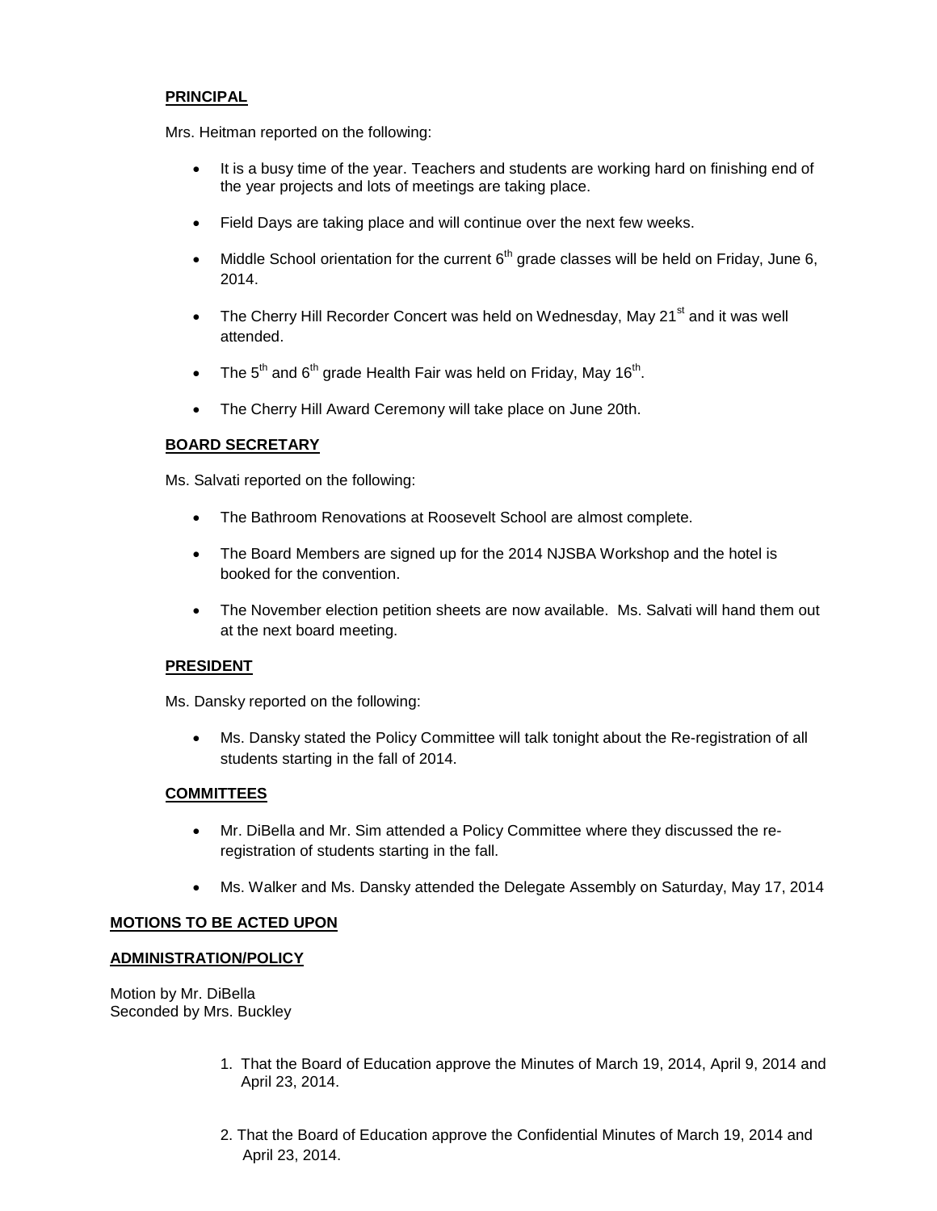### PRINCIPAL

Mrs. Heitman reported on the following:

- It is a busy time of the year. Teachers and students are working hard on finishing end of the year projects and lots of meetings are taking place.
- Field Days are taking place and will continue over the next few weeks.
- Middle School orientation for the current 6th grade classes will be held on Friday, June 6, 2014.
- The Cherry Hill Recorder Concert was held on Wednesday, May 21st and it was well attended.
- The 5th and 6th grade Health Fair was held on Friday, May 16th.
- The Cherry Hill Award Ceremony will take place on June 20th.

### BOARD SECRETARY

Ms. Salvati reported on the following:

- The Bathroom Renovations at Roosevelt School are almost complete.
- The Board Members are signed up for the 2014 NJSBA Workshop and the hotel is booked for the convention.
- The November election petition sheets are now available. Ms. Salvati will hand them out at the next board meeting.

### PRESIDENT

Ms. Dansky reported on the following:

- Ms. Dansky stated the Policy Committee will talk tonight about the Re-registration of all students starting in the fall of 2014.

### COMMITTEES

- Mr. DiBella and Mr. Sim attended a Policy Committee where they discussed the re-registration of students starting in the fall.
- Ms. Walker and Ms. Dansky attended the Delegate Assembly on Saturday, May 17, 2014

## MOTIONS TO BE ACTED UPON

## ADMINISTRATION/POLICY

Motion by Mr. DiBella
Seconded by Mrs. Buckley

1. That the Board of Education approve the Minutes of March 19, 2014, April 9, 2014 and April 23, 2014.

2. That the Board of Education approve the Confidential Minutes of March 19, 2014 and April 23, 2014.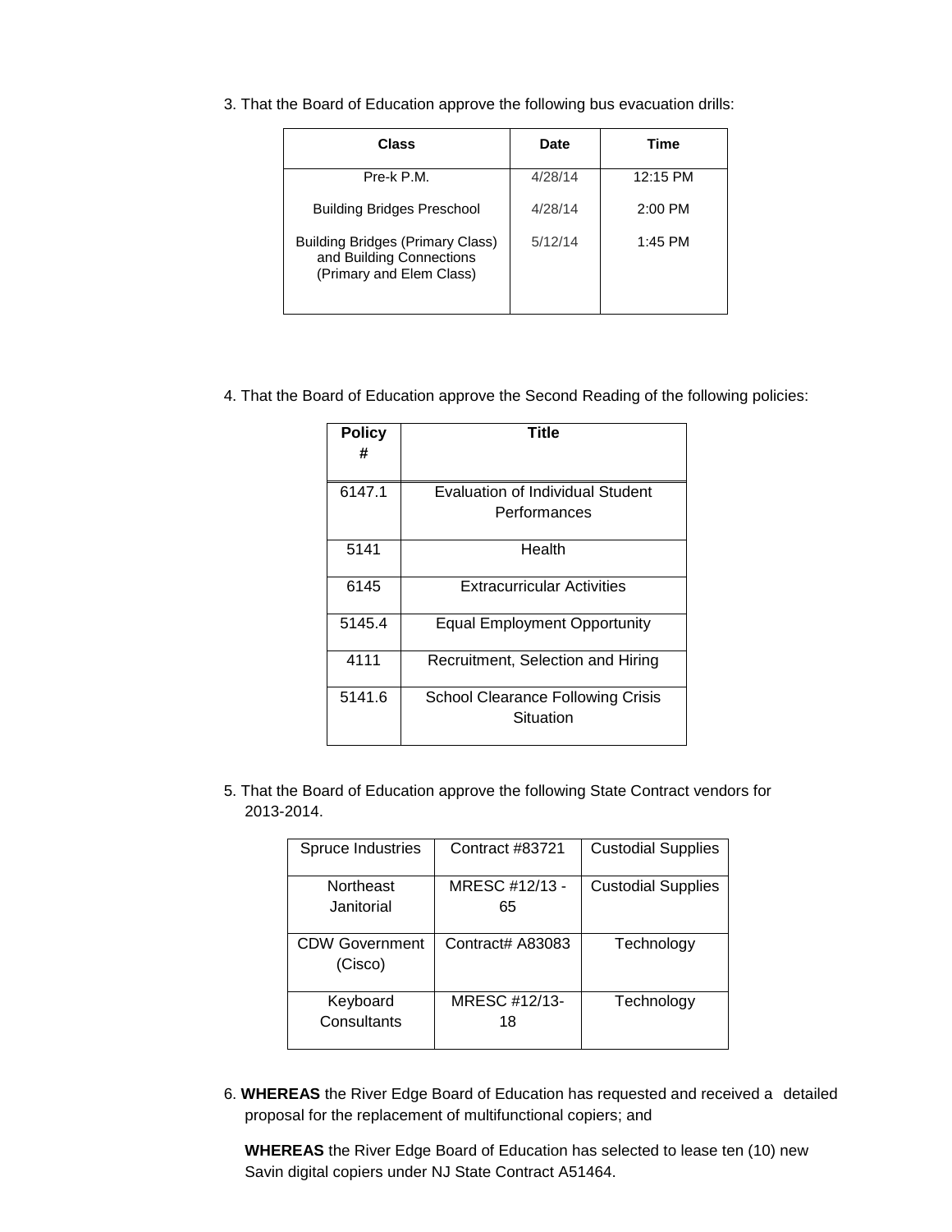3. That the Board of Education approve the following bus evacuation drills:

| Class | Date | Time |
|---|---|---|
| Pre-k P.M. | 4/28/14 | 12:15 PM |
| Building Bridges Preschool | 4/28/14 | 2:00 PM |
| Building Bridges (Primary Class) and Building Connections (Primary and Elem Class) | 5/12/14 | 1:45 PM |

4. That the Board of Education approve the Second Reading of the following policies:

| Policy # | Title |
|---|---|
| 6147.1 | Evaluation of Individual Student Performances |
| 5141 | Health |
| 6145 | Extracurricular Activities |
| 5145.4 | Equal Employment Opportunity |
| 4111 | Recruitment, Selection and Hiring |
| 5141.6 | School Clearance Following Crisis Situation |

5. That the Board of Education approve the following State Contract vendors for 2013-2014.

| | | |
|---|---|---|
| Spruce Industries | Contract #83721 | Custodial Supplies |
| Northeast Janitorial | MRESC #12/13 - 65 | Custodial Supplies |
| CDW Government (Cisco) | Contract# A83083 | Technology |
| Keyboard Consultants | MRESC #12/13-18 | Technology |

6. **WHEREAS** the River Edge Board of Education has requested and received a detailed proposal for the replacement of multifunctional copiers; and

**WHEREAS** the River Edge Board of Education has selected to lease ten (10) new Savin digital copiers under NJ State Contract A51464.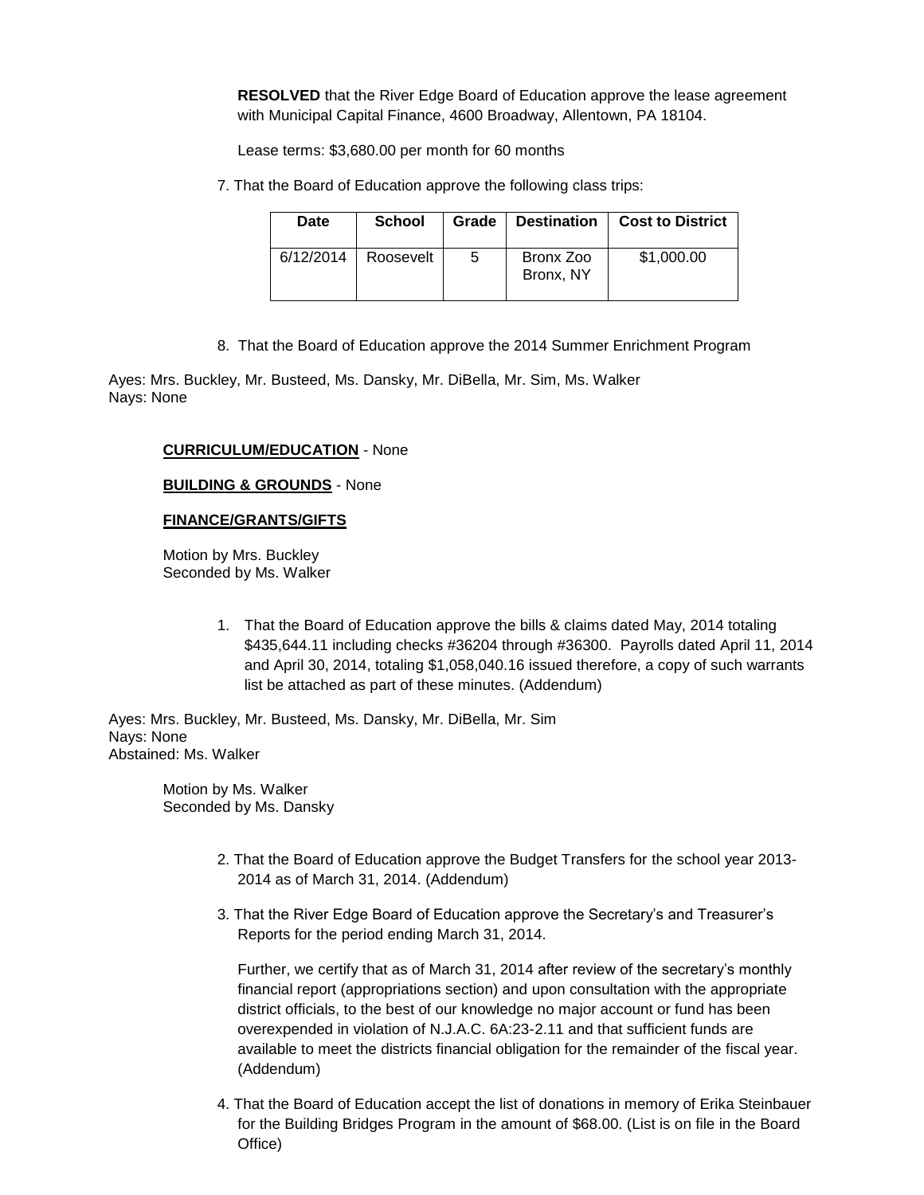**RESOLVED** that the River Edge Board of Education approve the lease agreement with Municipal Capital Finance, 4600 Broadway, Allentown, PA 18104.

Lease terms: $3,680.00 per month for 60 months

7. That the Board of Education approve the following class trips:

| Date | School | Grade | Destination | Cost to District |
|---|---|---|---|---|
| 6/12/2014 | Roosevelt | 5 | Bronx Zoo Bronx, NY | $1,000.00 |

8. That the Board of Education approve the 2014 Summer Enrichment Program

Ayes: Mrs. Buckley, Mr. Busteed, Ms. Dansky, Mr. DiBella, Mr. Sim, Ms. Walker
Nays: None

**CURRICULUM/EDUCATION** - None

**BUILDING & GROUNDS** - None

**FINANCE/GRANTS/GIFTS**

Motion by Mrs. Buckley
Seconded by Ms. Walker

1. That the Board of Education approve the bills & claims dated May, 2014 totaling $435,644.11 including checks #36204 through #36300. Payrolls dated April 11, 2014 and April 30, 2014, totaling $1,058,040.16 issued therefore, a copy of such warrants list be attached as part of these minutes. (Addendum)

Ayes: Mrs. Buckley, Mr. Busteed, Ms. Dansky, Mr. DiBella, Mr. Sim
Nays: None
Abstained: Ms. Walker

Motion by Ms. Walker
Seconded by Ms. Dansky

2. That the Board of Education approve the Budget Transfers for the school year 2013-2014 as of March 31, 2014. (Addendum)

3. That the River Edge Board of Education approve the Secretary's and Treasurer's Reports for the period ending March 31, 2014.

   Further, we certify that as of March 31, 2014 after review of the secretary's monthly financial report (appropriations section) and upon consultation with the appropriate district officials, to the best of our knowledge no major account or fund has been overexpended in violation of N.J.A.C. 6A:23-2.11 and that sufficient funds are available to meet the districts financial obligation for the remainder of the fiscal year. (Addendum)

4. That the Board of Education accept the list of donations in memory of Erika Steinbauer for the Building Bridges Program in the amount of $68.00. (List is on file in the Board Office)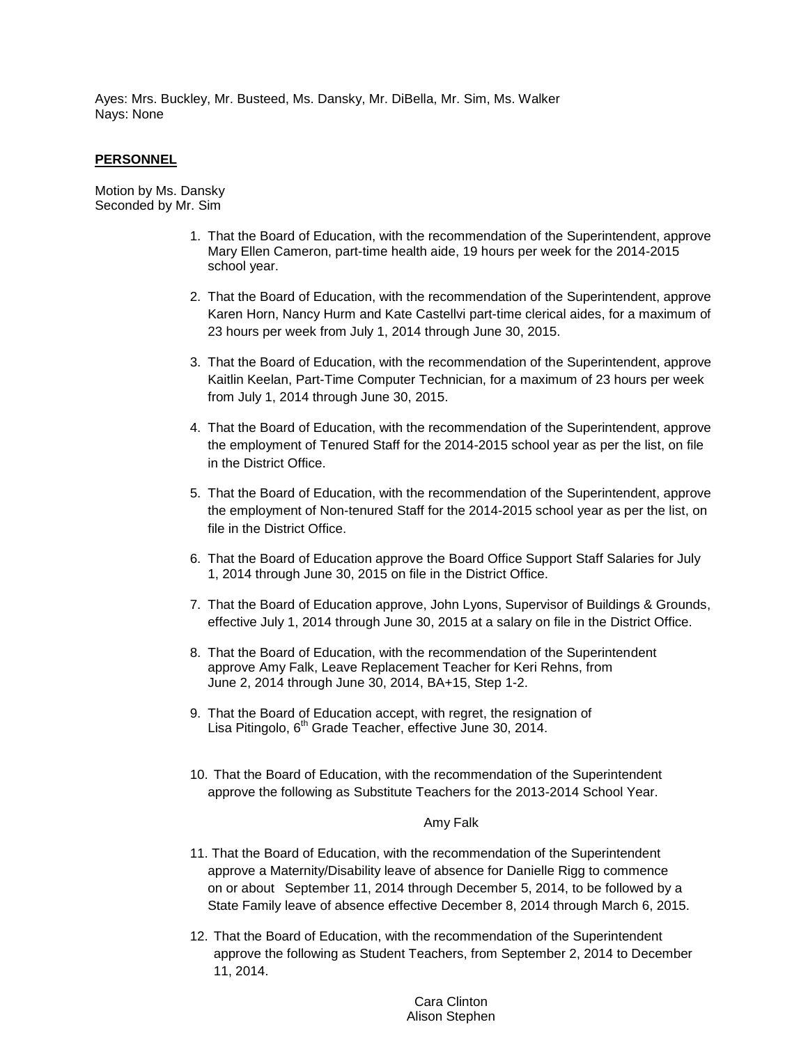Ayes: Mrs. Buckley, Mr. Busteed, Ms. Dansky, Mr. DiBella, Mr. Sim, Ms. Walker
Nays: None

**PERSONNEL**

Motion by Ms. Dansky
Seconded by Mr. Sim

1. That the Board of Education, with the recommendation of the Superintendent, approve Mary Ellen Cameron, part-time health aide, 19 hours per week for the 2014-2015 school year.

2. That the Board of Education, with the recommendation of the Superintendent, approve Karen Horn, Nancy Hurm and Kate Castellvi part-time clerical aides, for a maximum of 23 hours per week from July 1, 2014 through June 30, 2015.

3. That the Board of Education, with the recommendation of the Superintendent, approve Kaitlin Keelan, Part-Time Computer Technician, for a maximum of 23 hours per week from July 1, 2014 through June 30, 2015.

4. That the Board of Education, with the recommendation of the Superintendent, approve the employment of Tenured Staff for the 2014-2015 school year as per the list, on file in the District Office.

5. That the Board of Education, with the recommendation of the Superintendent, approve the employment of Non-tenured Staff for the 2014-2015 school year as per the list, on file in the District Office.

6. That the Board of Education approve the Board Office Support Staff Salaries for July 1, 2014 through June 30, 2015 on file in the District Office.

7. That the Board of Education approve, John Lyons, Supervisor of Buildings & Grounds, effective July 1, 2014 through June 30, 2015 at a salary on file in the District Office.

8. That the Board of Education, with the recommendation of the Superintendent approve Amy Falk, Leave Replacement Teacher for Keri Rehns, from June 2, 2014 through June 30, 2014, BA+15, Step 1-2.

9. That the Board of Education accept, with regret, the resignation of Lisa Pitingolo, 6th Grade Teacher, effective June 30, 2014.

10. That the Board of Education, with the recommendation of the Superintendent approve the following as Substitute Teachers for the 2013-2014 School Year.

    Amy Falk

11. That the Board of Education, with the recommendation of the Superintendent approve a Maternity/Disability leave of absence for Danielle Rigg to commence on or about September 11, 2014 through December 5, 2014, to be followed by a State Family leave of absence effective December 8, 2014 through March 6, 2015.

12. That the Board of Education, with the recommendation of the Superintendent approve the following as Student Teachers, from September 2, 2014 to December 11, 2014.

    Cara Clinton
    Alison Stephen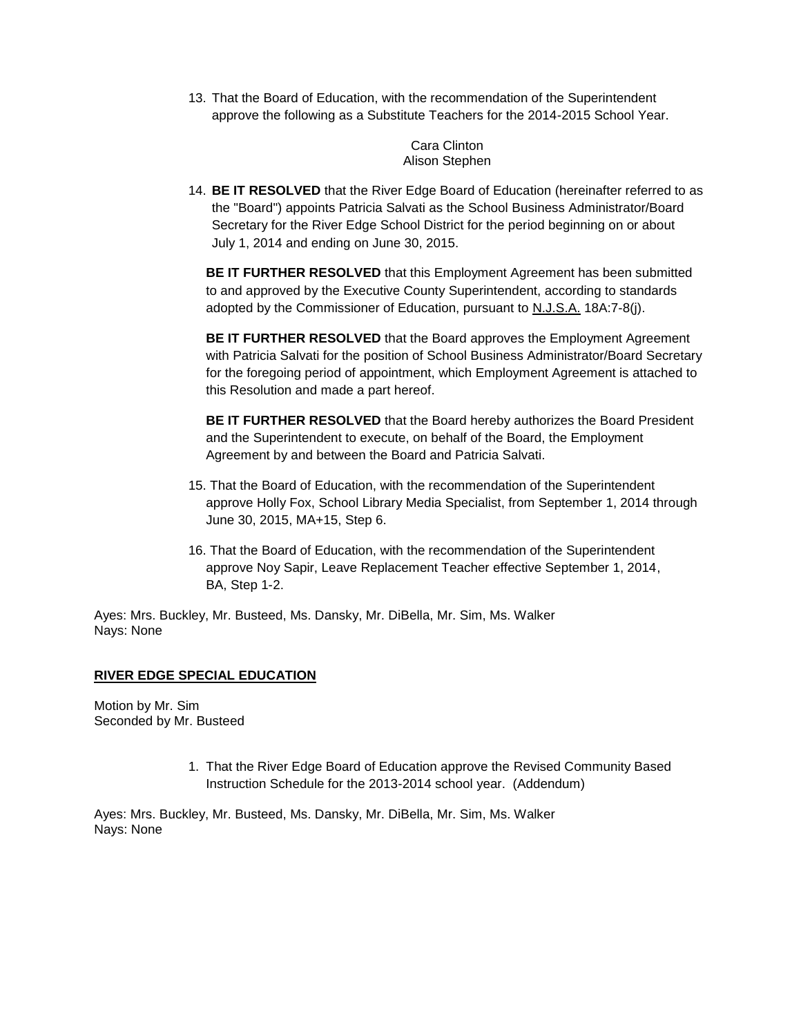13. That the Board of Education, with the recommendation of the Superintendent approve the following as a Substitute Teachers for the 2014-2015 School Year.

    Cara Clinton
    Alison Stephen

14. **BE IT RESOLVED** that the River Edge Board of Education (hereinafter referred to as the "Board") appoints Patricia Salvati as the School Business Administrator/Board Secretary for the River Edge School District for the period beginning on or about July 1, 2014 and ending on June 30, 2015.

    **BE IT FURTHER RESOLVED** that this Employment Agreement has been submitted to and approved by the Executive County Superintendent, according to standards adopted by the Commissioner of Education, pursuant to N.J.S.A. 18A:7-8(j).

    **BE IT FURTHER RESOLVED** that the Board approves the Employment Agreement with Patricia Salvati for the position of School Business Administrator/Board Secretary for the foregoing period of appointment, which Employment Agreement is attached to this Resolution and made a part hereof.

    **BE IT FURTHER RESOLVED** that the Board hereby authorizes the Board President and the Superintendent to execute, on behalf of the Board, the Employment Agreement by and between the Board and Patricia Salvati.

15. That the Board of Education, with the recommendation of the Superintendent approve Holly Fox, School Library Media Specialist, from September 1, 2014 through June 30, 2015, MA+15, Step 6.

16. That the Board of Education, with the recommendation of the Superintendent approve Noy Sapir, Leave Replacement Teacher effective September 1, 2014, BA, Step 1-2.

Ayes: Mrs. Buckley, Mr. Busteed, Ms. Dansky, Mr. DiBella, Mr. Sim, Ms. Walker
Nays: None

**RIVER EDGE SPECIAL EDUCATION**

Motion by Mr. Sim
Seconded by Mr. Busteed

1. That the River Edge Board of Education approve the Revised Community Based Instruction Schedule for the 2013-2014 school year. (Addendum)

Ayes: Mrs. Buckley, Mr. Busteed, Ms. Dansky, Mr. DiBella, Mr. Sim, Ms. Walker
Nays: None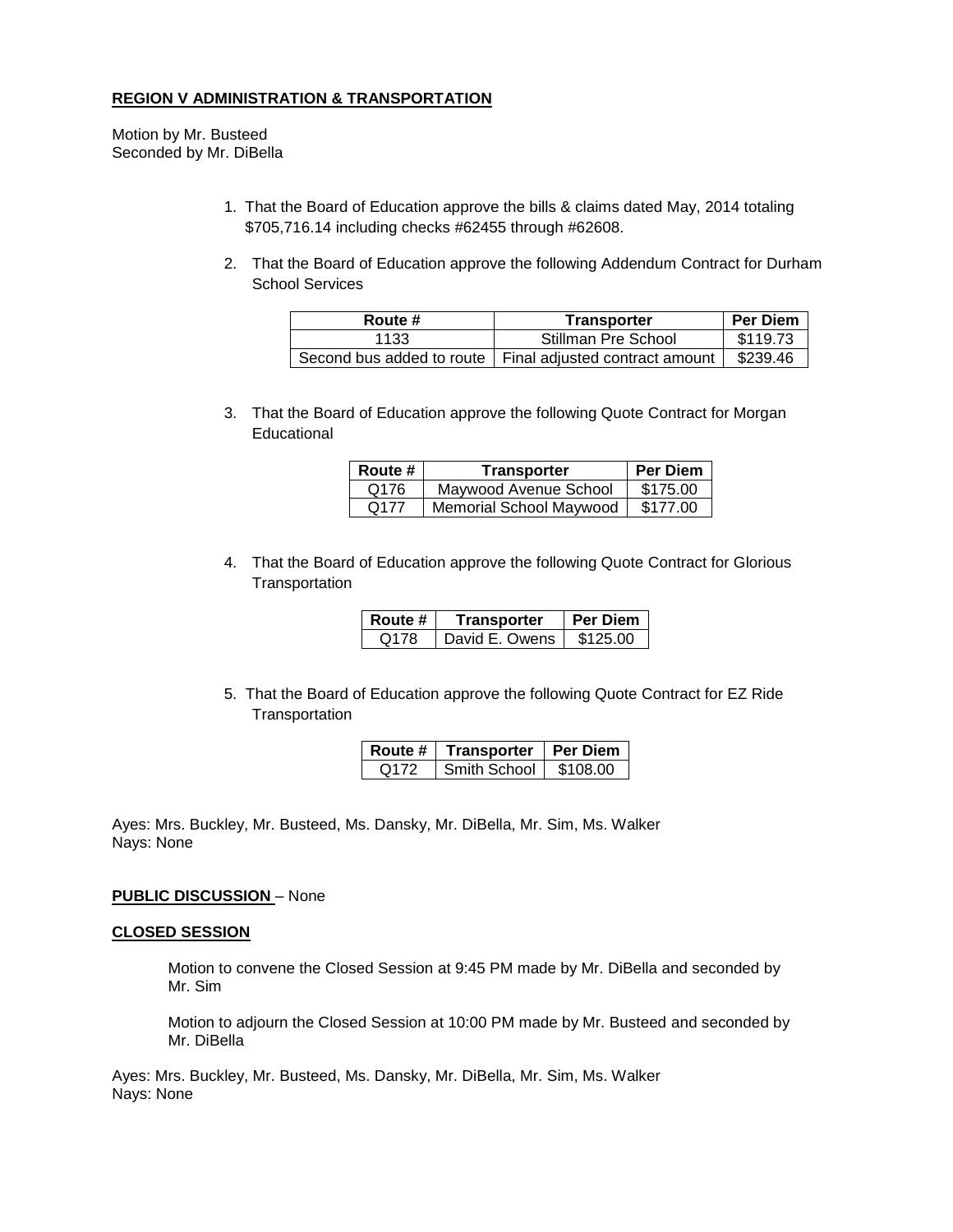**REGION V ADMINISTRATION & TRANSPORTATION**

Motion by Mr. Busteed
Seconded by Mr. DiBella

1. That the Board of Education approve the bills & claims dated May, 2014 totaling $705,716.14 including checks #62455 through #62608.

2. That the Board of Education approve the following Addendum Contract for Durham School Services

| Route # | Transporter | Per Diem |
|---|---|---|
| 1133 | Stillman Pre School | $119.73 |
| Second bus added to route | Final adjusted contract amount | $239.46 |

3. That the Board of Education approve the following Quote Contract for Morgan Educational

| Route # | Transporter | Per Diem |
|---|---|---|
| Q176 | Maywood Avenue School | $175.00 |
| Q177 | Memorial School Maywood | $177.00 |

4. That the Board of Education approve the following Quote Contract for Glorious Transportation

| Route # | Transporter | Per Diem |
|---|---|---|
| Q178 | David E. Owens | $125.00 |

5. That the Board of Education approve the following Quote Contract for EZ Ride Transportation

| Route # | Transporter | Per Diem |
|---|---|---|
| Q172 | Smith School | $108.00 |

Ayes: Mrs. Buckley, Mr. Busteed, Ms. Dansky, Mr. DiBella, Mr. Sim, Ms. Walker
Nays: None

**PUBLIC DISCUSSION** – None

**CLOSED SESSION**

Motion to convene the Closed Session at 9:45 PM made by Mr. DiBella and seconded by Mr. Sim

Motion to adjourn the Closed Session at 10:00 PM made by Mr. Busteed and seconded by Mr. DiBella

Ayes: Mrs. Buckley, Mr. Busteed, Ms. Dansky, Mr. DiBella, Mr. Sim, Ms. Walker
Nays: None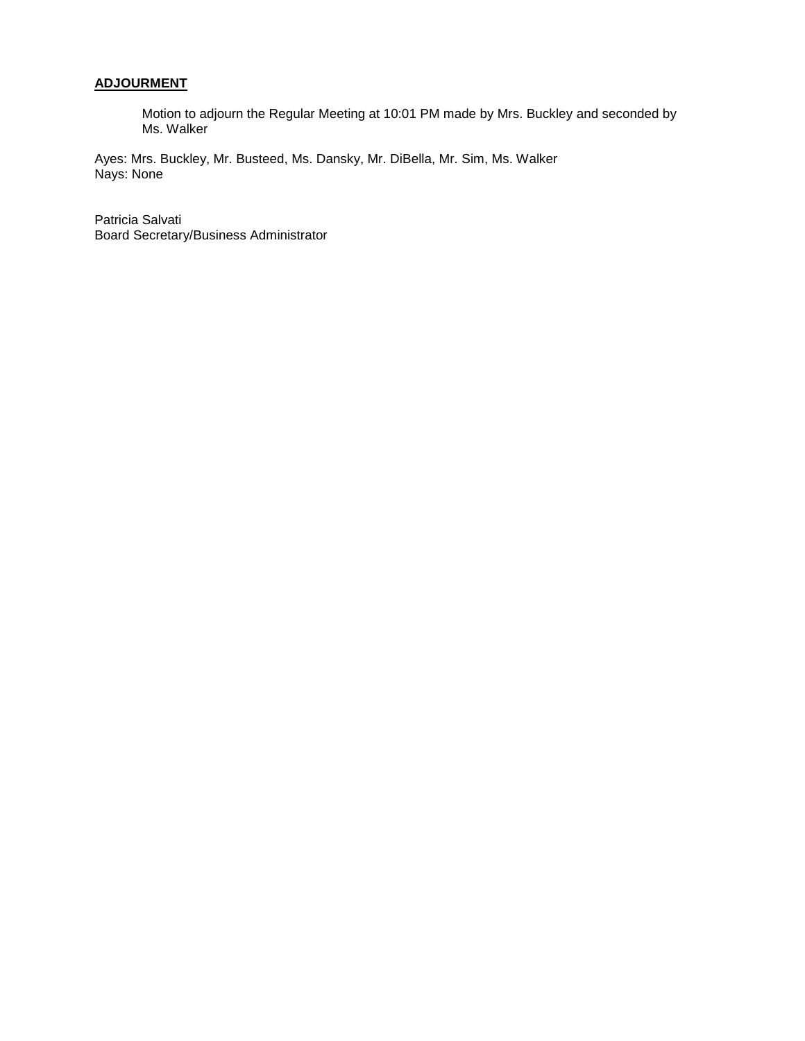**ADJOURMENT**

Motion to adjourn the Regular Meeting at 10:01 PM made by Mrs. Buckley and seconded by Ms. Walker

Ayes: Mrs. Buckley, Mr. Busteed, Ms. Dansky, Mr. DiBella, Mr. Sim, Ms. Walker
Nays: None

Patricia Salvati
Board Secretary/Business Administrator